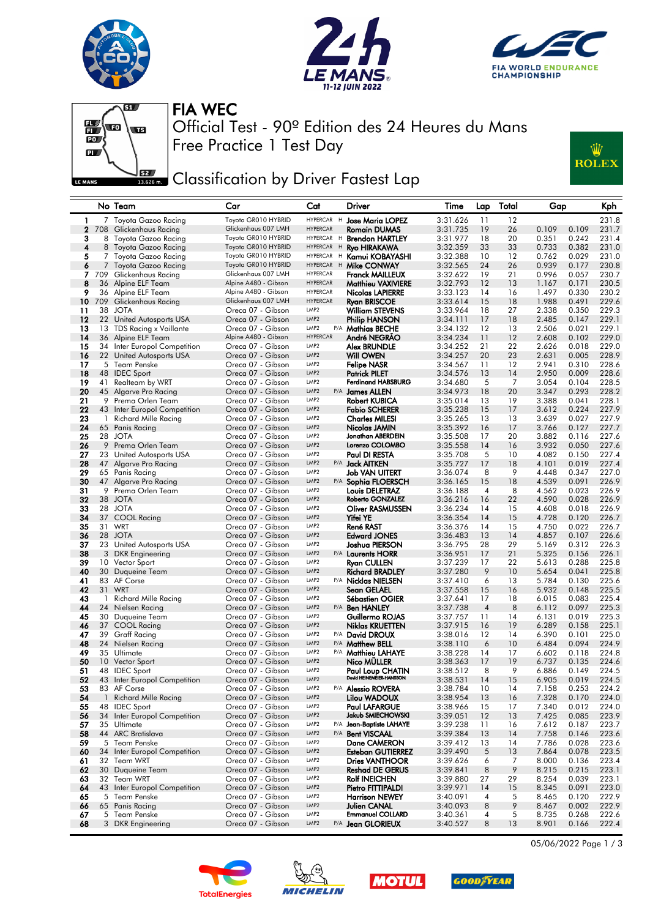# FIA WEC

Official Test - 90º Edition des 24 Heures du Mans
Free Practice 1 Test Day

## Classification by Driver Fastest Lap

| | No | Team | Car | Cat | | Driver | Time | Lap | Total | Gap | | Kph |
|---|---|---|---|---|---|---|---|---|---|---|---|---|
| 1 | 7 | Toyota Gazoo Racing | Toyota GR010 HYBRID | HYPERCAR | H | Jose Maria LOPEZ | 3:31.626 | 11 | 12 | | | 231.8 |
| 2 | 708 | Glickenhaus Racing | Glickenhaus 007 LMH | HYPERCAR | | Romain DUMAS | 3:31.735 | 19 | 26 | 0.109 | 0.109 | 231.7 |
| 3 | 8 | Toyota Gazoo Racing | Toyota GR010 HYBRID | HYPERCAR | H | Brendon HARTLEY | 3:31.977 | 18 | 20 | 0.351 | 0.242 | 231.4 |
| 4 | 8 | Toyota Gazoo Racing | Toyota GR010 HYBRID | HYPERCAR | H | Ryo HIRAKAWA | 3:32.359 | 33 | 33 | 0.733 | 0.382 | 231.0 |
| 5 | 7 | Toyota Gazoo Racing | Toyota GR010 HYBRID | HYPERCAR | H | Kamui KOBAYASHI | 3:32.388 | 10 | 12 | 0.762 | 0.029 | 231.0 |
| 6 | 7 | Toyota Gazoo Racing | Toyota GR010 HYBRID | HYPERCAR | H | Mike CONWAY | 3:32.565 | 24 | 26 | 0.939 | 0.177 | 230.8 |
| 7 | 709 | Glickenhaus Racing | Glickenhaus 007 LMH | HYPERCAR | | Franck MAILLEUX | 3:32.622 | 19 | 21 | 0.996 | 0.057 | 230.7 |
| 8 | 36 | Alpine ELF Team | Alpine A480 - Gibson | HYPERCAR | | Matthieu VAXIVIERE | 3:32.793 | 12 | 13 | 1.167 | 0.171 | 230.5 |
| 9 | 36 | Alpine ELF Team | Alpine A480 - Gibson | HYPERCAR | | Nicolas LAPIERRE | 3:33.123 | 14 | 16 | 1.497 | 0.330 | 230.2 |
| 10 | 709 | Glickenhaus Racing | Glickenhaus 007 LMH | HYPERCAR | | Ryan BRISCOE | 3:33.614 | 15 | 18 | 1.988 | 0.491 | 229.6 |
| 11 | 38 | JOTA | Oreca 07 - Gibson | LMP2 | | William STEVENS | 3:33.964 | 18 | 27 | 2.338 | 0.350 | 229.3 |
| 12 | 22 | United Autosports USA | Oreca 07 - Gibson | LMP2 | | Philip HANSON | 3:34.111 | 17 | 18 | 2.485 | 0.147 | 229.1 |
| 13 | 13 | TDS Racing x Vaillante | Oreca 07 - Gibson | LMP2 | P/A | Mathias BECHE | 3:34.132 | 12 | 13 | 2.506 | 0.021 | 229.1 |
| 14 | 36 | Alpine ELF Team | Alpine A480 - Gibson | HYPERCAR | | André NEGRÃO | 3:34.234 | 11 | 12 | 2.608 | 0.102 | 229.0 |
| 15 | 34 | Inter Europol Competition | Oreca 07 - Gibson | LMP2 | | Alex BRUNDLE | 3:34.252 | 21 | 22 | 2.626 | 0.018 | 229.0 |
| 16 | 22 | United Autosports USA | Oreca 07 - Gibson | LMP2 | | Will OWEN | 3:34.257 | 20 | 23 | 2.631 | 0.005 | 228.9 |
| 17 | 5 | Team Penske | Oreca 07 - Gibson | LMP2 | | Felipe NASR | 3:34.567 | 11 | 12 | 2.941 | 0.310 | 228.6 |
| 18 | 48 | IDEC Sport | Oreca 07 - Gibson | LMP2 | | Patrick PILET | 3:34.576 | 13 | 14 | 2.950 | 0.009 | 228.6 |
| 19 | 41 | Realteam by WRT | Oreca 07 - Gibson | LMP2 | | Ferdinand HABSBURG | 3:34.680 | 5 | 7 | 3.054 | 0.104 | 228.5 |
| 20 | 45 | Algarve Pro Racing | Oreca 07 - Gibson | LMP2 | P/A | James ALLEN | 3:34.973 | 18 | 20 | 3.347 | 0.293 | 228.2 |
| 21 | 9 | Prema Orlen Team | Oreca 07 - Gibson | LMP2 | | Robert KUBICA | 3:35.014 | 13 | 19 | 3.388 | 0.041 | 228.1 |
| 22 | 43 | Inter Europol Competition | Oreca 07 - Gibson | LMP2 | | Fabio SCHERER | 3:35.238 | 15 | 17 | 3.612 | 0.224 | 227.9 |
| 23 | 1 | Richard Mille Racing | Oreca 07 - Gibson | LMP2 | | Charles MILESI | 3:35.265 | 13 | 13 | 3.639 | 0.027 | 227.9 |
| 24 | 65 | Panis Racing | Oreca 07 - Gibson | LMP2 | | Nicolas JAMIN | 3:35.392 | 16 | 17 | 3.766 | 0.127 | 227.7 |
| 25 | 28 | JOTA | Oreca 07 - Gibson | LMP2 | | Jonathan ABERDEIN | 3:35.508 | 17 | 20 | 3.882 | 0.116 | 227.6 |
| 26 | 9 | Prema Orlen Team | Oreca 07 - Gibson | LMP2 | | Lorenzo COLOMBO | 3:35.558 | 14 | 16 | 3.932 | 0.050 | 227.6 |
| 27 | 23 | United Autosports USA | Oreca 07 - Gibson | LMP2 | | Paul DI RESTA | 3:35.708 | 5 | 10 | 4.082 | 0.150 | 227.4 |
| 28 | 47 | Algarve Pro Racing | Oreca 07 - Gibson | LMP2 | P/A | Jack AITKEN | 3:35.727 | 17 | 18 | 4.101 | 0.019 | 227.4 |
| 29 | 65 | Panis Racing | Oreca 07 - Gibson | LMP2 | | Job VAN UITERT | 3:36.074 | 8 | 9 | 4.448 | 0.347 | 227.0 |
| 30 | 47 | Algarve Pro Racing | Oreca 07 - Gibson | LMP2 | P/A | Sophia FLOERSCH | 3:36.165 | 15 | 18 | 4.539 | 0.091 | 226.9 |
| 31 | 9 | Prema Orlen Team | Oreca 07 - Gibson | LMP2 | | Louis DELETRAZ | 3:36.188 | 4 | 8 | 4.562 | 0.023 | 226.9 |
| 32 | 38 | JOTA | Oreca 07 - Gibson | LMP2 | | Roberto GONZALEZ | 3:36.216 | 16 | 22 | 4.590 | 0.028 | 226.9 |
| 33 | 28 | JOTA | Oreca 07 - Gibson | LMP2 | | Oliver RASMUSSEN | 3:36.234 | 14 | 15 | 4.608 | 0.018 | 226.9 |
| 34 | 37 | COOL Racing | Oreca 07 - Gibson | LMP2 | | Yifei YE | 3:36.354 | 14 | 15 | 4.728 | 0.120 | 226.7 |
| 35 | 31 | WRT | Oreca 07 - Gibson | LMP2 | | René RAST | 3:36.376 | 14 | 15 | 4.750 | 0.022 | 226.7 |
| 36 | 28 | JOTA | Oreca 07 - Gibson | LMP2 | | Edward JONES | 3:36.483 | 13 | 14 | 4.857 | 0.107 | 226.6 |
| 37 | 23 | United Autosports USA | Oreca 07 - Gibson | LMP2 | | Joshua PIERSON | 3:36.795 | 28 | 29 | 5.169 | 0.312 | 226.3 |
| 38 | 3 | DKR Engineering | Oreca 07 - Gibson | LMP2 | P/A | Laurents HORR | 3:36.951 | 17 | 21 | 5.325 | 0.156 | 226.1 |
| 39 | 10 | Vector Sport | Oreca 07 - Gibson | LMP2 | | Ryan CULLEN | 3:37.239 | 17 | 22 | 5.613 | 0.288 | 225.8 |
| 40 | 30 | Duqueine Team | Oreca 07 - Gibson | LMP2 | | Richard BRADLEY | 3:37.280 | 9 | 10 | 5.654 | 0.041 | 225.8 |
| 41 | 83 | AF Corse | Oreca 07 - Gibson | LMP2 | P/A | Nicklas NIELSEN | 3:37.410 | 6 | 13 | 5.784 | 0.130 | 225.6 |
| 42 | 31 | WRT | Oreca 07 - Gibson | LMP2 | | Sean GELAEL | 3:37.558 | 15 | 16 | 5.932 | 0.148 | 225.5 |
| 43 | 1 | Richard Mille Racing | Oreca 07 - Gibson | LMP2 | | Sébastien OGIER | 3:37.641 | 17 | 18 | 6.015 | 0.083 | 225.4 |
| 44 | 24 | Nielsen Racing | Oreca 07 - Gibson | LMP2 | P/A | Ben HANLEY | 3:37.738 | 4 | 8 | 6.112 | 0.097 | 225.3 |
| 45 | 30 | Duqueine Team | Oreca 07 - Gibson | LMP2 | | Guillermo ROJAS | 3:37.757 | 11 | 14 | 6.131 | 0.019 | 225.3 |
| 46 | 37 | COOL Racing | Oreca 07 - Gibson | LMP2 | | Niklas KRUETTEN | 3:37.915 | 16 | 19 | 6.289 | 0.158 | 225.1 |
| 47 | 39 | Graff Racing | Oreca 07 - Gibson | LMP2 | P/A | David DROUX | 3:38.016 | 12 | 14 | 6.390 | 0.101 | 225.0 |
| 48 | 24 | Nielsen Racing | Oreca 07 - Gibson | LMP2 | P/A | Matthew BELL | 3:38.110 | 6 | 10 | 6.484 | 0.094 | 224.9 |
| 49 | 35 | Ultimate | Oreca 07 - Gibson | LMP2 | P/A | Matthieu LAHAYE | 3:38.228 | 14 | 17 | 6.602 | 0.118 | 224.8 |
| 50 | 10 | Vector Sport | Oreca 07 - Gibson | LMP2 | | Nico MÜLLER | 3:38.363 | 17 | 19 | 6.737 | 0.135 | 224.6 |
| 51 | 48 | IDEC Sport | Oreca 07 - Gibson | LMP2 | | Paul Loup CHATIN | 3:38.512 | 8 | 9 | 6.886 | 0.149 | 224.5 |
| 52 | 43 | Inter Europol Competition | Oreca 07 - Gibson | LMP2 | | David HEINEMEIER-HANSSON | 3:38.531 | 14 | 15 | 6.905 | 0.019 | 224.5 |
| 53 | 83 | AF Corse | Oreca 07 - Gibson | LMP2 | P/A | Alessio ROVERA | 3:38.784 | 10 | 14 | 7.158 | 0.253 | 224.2 |
| 54 | 1 | Richard Mille Racing | Oreca 07 - Gibson | LMP2 | | Lilou WADOUX | 3:38.954 | 13 | 16 | 7.328 | 0.170 | 224.0 |
| 55 | 48 | IDEC Sport | Oreca 07 - Gibson | LMP2 | | Paul LAFARGUE | 3:38.966 | 15 | 17 | 7.340 | 0.012 | 224.0 |
| 56 | 34 | Inter Europol Competition | Oreca 07 - Gibson | LMP2 | | Jakub SMIECHOWSKI | 3:39.051 | 12 | 13 | 7.425 | 0.085 | 223.9 |
| 57 | 35 | Ultimate | Oreca 07 - Gibson | LMP2 | P/A | Jean-Baptiste LAHAYE | 3:39.238 | 11 | 16 | 7.612 | 0.187 | 223.7 |
| 58 | 44 | ARC Bratislava | Oreca 07 - Gibson | LMP2 | P/A | Bent VISCAAL | 3:39.384 | 13 | 14 | 7.758 | 0.146 | 223.6 |
| 59 | 5 | Team Penske | Oreca 07 - Gibson | LMP2 | | Dane CAMERON | 3:39.412 | 13 | 14 | 7.786 | 0.028 | 223.6 |
| 60 | 34 | Inter Europol Competition | Oreca 07 - Gibson | LMP2 | | Esteban GUTIERREZ | 3:39.490 | 5 | 13 | 7.864 | 0.078 | 223.5 |
| 61 | 32 | Team WRT | Oreca 07 - Gibson | LMP2 | | Dries VANTHOOR | 3:39.626 | 6 | 7 | 8.000 | 0.136 | 223.4 |
| 62 | 30 | Duqueine Team | Oreca 07 - Gibson | LMP2 | | Reshad DE GERUS | 3:39.841 | 8 | 9 | 8.215 | 0.215 | 223.1 |
| 63 | 32 | Team WRT | Oreca 07 - Gibson | LMP2 | | Rolf INEICHEN | 3:39.880 | 27 | 29 | 8.254 | 0.039 | 223.1 |
| 64 | 43 | Inter Europol Competition | Oreca 07 - Gibson | LMP2 | | Pietro FITTIPALDI | 3:39.971 | 14 | 15 | 8.345 | 0.091 | 223.0 |
| 65 | 5 | Team Penske | Oreca 07 - Gibson | LMP2 | | Harrison NEWEY | 3:40.091 | 4 | 5 | 8.465 | 0.120 | 222.9 |
| 66 | 65 | Panis Racing | Oreca 07 - Gibson | LMP2 | | Julien CANAL | 3:40.093 | 8 | 9 | 8.467 | 0.002 | 222.9 |
| 67 | 5 | Team Penske | Oreca 07 - Gibson | LMP2 | | Emmanuel COLLARD | 3:40.361 | 4 | 5 | 8.735 | 0.268 | 222.6 |
| 68 | 3 | DKR Engineering | Oreca 07 - Gibson | LMP2 | P/A | Jean GLORIEUX | 3:40.527 | 8 | 13 | 8.901 | 0.166 | 222.4 |

05/06/2022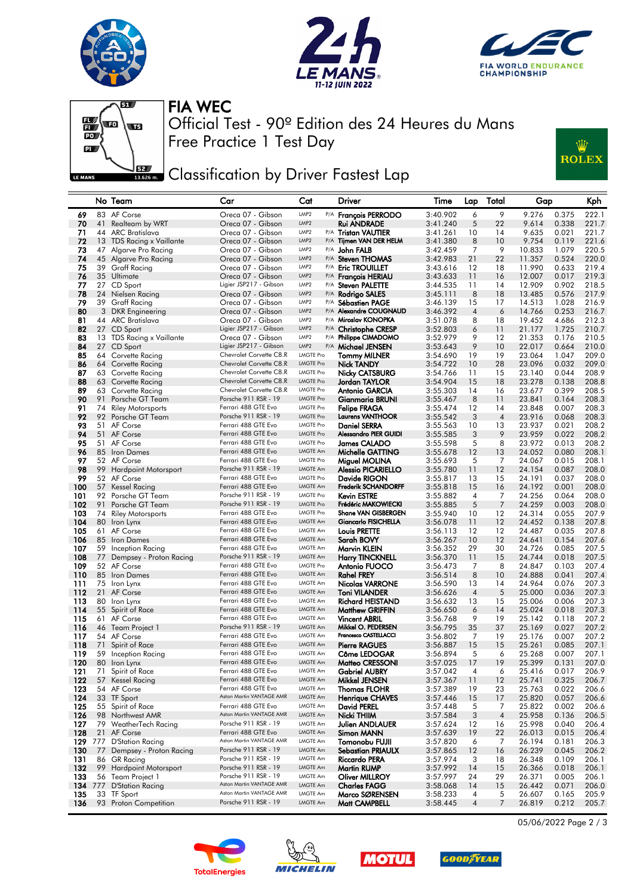# FIA WEC

Official Test - 90º Edition des 24 Heures du Mans
Free Practice 1 Test Day

## Classification by Driver Fastest Lap

| | No | Team | Car | Cat | | Driver | Time | Lap | Total | Gap | | Kph |
|---|---|---|---|---|---|---|---|---|---|---|---|---|
| 69 | 83 | AF Corse | Oreca 07 - Gibson | LMP2 | P/A | François PERRODO | 3:40.902 | 6 | 9 | 9.276 | 0.375 | 222.1 |
| 70 | 41 | Realteam by WRT | Oreca 07 - Gibson | LMP2 | | Rui ANDRADE | 3:41.240 | 5 | 22 | 9.614 | 0.338 | 221.7 |
| 71 | 44 | ARC Bratislava | Oreca 07 - Gibson | LMP2 | P/A | Tristan VAUTIER | 3:41.261 | 10 | 14 | 9.635 | 0.021 | 221.7 |
| 72 | 13 | TDS Racing x Vaillante | Oreca 07 - Gibson | LMP2 | P/A | Tijmen VAN DER HELM | 3:41.380 | 8 | 10 | 9.754 | 0.119 | 221.6 |
| 73 | 47 | Algarve Pro Racing | Oreca 07 - Gibson | LMP2 | P/A | John FALB | 3:42.459 | 7 | 9 | 10.833 | 1.079 | 220.5 |
| 74 | 45 | Algarve Pro Racing | Oreca 07 - Gibson | LMP2 | P/A | Steven THOMAS | 3:42.983 | 21 | 22 | 11.357 | 0.524 | 220.0 |
| 75 | 39 | Graff Racing | Oreca 07 - Gibson | LMP2 | P/A | Eric TROUILLET | 3:43.616 | 12 | 18 | 11.990 | 0.633 | 219.4 |
| 76 | 35 | Ultimate | Oreca 07 - Gibson | LMP2 | P/A | François HERIAU | 3:43.633 | 11 | 16 | 12.007 | 0.017 | 219.3 |
| 77 | 27 | CD Sport | Ligier JSP217 - Gibson | LMP2 | P/A | Steven PALETTE | 3:44.535 | 11 | 14 | 12.909 | 0.902 | 218.5 |
| 78 | 24 | Nielsen Racing | Oreca 07 - Gibson | LMP2 | P/A | Rodrigo SALES | 3:45.111 | 8 | 18 | 13.485 | 0.576 | 217.9 |
| 79 | 39 | Graff Racing | Oreca 07 - Gibson | LMP2 | P/A | Sébastien PAGE | 3:46.139 | 15 | 17 | 14.513 | 1.028 | 216.9 |
| 80 | 3 | DKR Engineering | Oreca 07 - Gibson | LMP2 | P/A | Alexandre COUGNAUD | 3:46.392 | 4 | 6 | 14.766 | 0.253 | 216.7 |
| 81 | 44 | ARC Bratislava | Oreca 07 - Gibson | LMP2 | P/A | Miroslav KONOPKA | 3:51.078 | 8 | 18 | 19.452 | 4.686 | 212.3 |
| 82 | 27 | CD Sport | Ligier JSP217 - Gibson | LMP2 | P/A | Christophe CRESP | 3:52.803 | 6 | 11 | 21.177 | 1.725 | 210.7 |
| 83 | 13 | TDS Racing x Vaillante | Oreca 07 - Gibson | LMP2 | P/A | Philippe CIMADOMO | 3:52.979 | 9 | 12 | 21.353 | 0.176 | 210.5 |
| 84 | 27 | CD Sport | Ligier JSP217 - Gibson | LMP2 | P/A | Michael JENSEN | 3:53.643 | 9 | 10 | 22.017 | 0.664 | 210.0 |
| 85 | 64 | Corvette Racing | Chevrolet Corvette C8.R | LMGTE Pro | | Tommy MILNER | 3:54.690 | 19 | 19 | 23.064 | 1.047 | 209.0 |
| 86 | 64 | Corvette Racing | Chevrolet Corvette C8.R | LMGTE Pro | | Nick TANDY | 3:54.722 | 10 | 28 | 23.096 | 0.032 | 209.0 |
| 87 | 63 | Corvette Racing | Chevrolet Corvette C8.R | LMGTE Pro | | Nicky CATSBURG | 3:54.766 | 11 | 15 | 23.140 | 0.044 | 208.9 |
| 88 | 63 | Corvette Racing | Chevrolet Corvette C8.R | LMGTE Pro | | Jordan TAYLOR | 3:54.904 | 15 | 18 | 23.278 | 0.138 | 208.8 |
| 89 | 63 | Corvette Racing | Chevrolet Corvette C8.R | LMGTE Pro | | Antonio GARCIA | 3:55.303 | 14 | 16 | 23.677 | 0.399 | 208.5 |
| 90 | 91 | Porsche GT Team | Porsche 911 RSR - 19 | LMGTE Pro | | Gianmaria BRUNI | 3:55.467 | 8 | 11 | 23.841 | 0.164 | 208.3 |
| 91 | 74 | Riley Motorsports | Ferrari 488 GTE Evo | LMGTE Pro | | Felipe FRAGA | 3:55.474 | 12 | 14 | 23.848 | 0.007 | 208.3 |
| 92 | 92 | Porsche GT Team | Porsche 911 RSR - 19 | LMGTE Pro | | Laurens VANTHOOR | 3:55.542 | 3 | 4 | 23.916 | 0.068 | 208.3 |
| 93 | 51 | AF Corse | Ferrari 488 GTE Evo | LMGTE Pro | | Daniel SERRA | 3:55.563 | 10 | 13 | 23.937 | 0.021 | 208.2 |
| 94 | 51 | AF Corse | Ferrari 488 GTE Evo | LMGTE Pro | | Alessandro PIER GUIDI | 3:55.585 | 3 | 9 | 23.959 | 0.022 | 208.2 |
| 95 | 51 | AF Corse | Ferrari 488 GTE Evo | LMGTE Pro | | James CALADO | 3:55.598 | 5 | 8 | 23.972 | 0.013 | 208.2 |
| 96 | 85 | Iron Dames | Ferrari 488 GTE Evo | LMGTE Am | | Michelle GATTING | 3:55.678 | 12 | 13 | 24.052 | 0.080 | 208.1 |
| 97 | 52 | AF Corse | Ferrari 488 GTE Evo | LMGTE Pro | | Miguel MOLINA | 3:55.693 | 5 | 7 | 24.067 | 0.015 | 208.1 |
| 98 | 99 | Hardpoint Motorsport | Porsche 911 RSR - 19 | LMGTE Am | | Alessio PICARIELLO | 3:55.780 | 11 | 12 | 24.154 | 0.087 | 208.0 |
| 99 | 52 | AF Corse | Ferrari 488 GTE Evo | LMGTE Pro | | Davide RIGON | 3:55.817 | 13 | 15 | 24.191 | 0.037 | 208.0 |
| 100 | 57 | Kessel Racing | Ferrari 488 GTE Evo | LMGTE Am | | Frederik SCHANDORFF | 3:55.818 | 15 | 16 | 24.192 | 0.001 | 208.0 |
| 101 | 92 | Porsche GT Team | Porsche 911 RSR - 19 | LMGTE Pro | | Kevin ESTRE | 3:55.882 | 4 | 7 | 24.256 | 0.064 | 208.0 |
| 102 | 91 | Porsche GT Team | Porsche 911 RSR - 19 | LMGTE Pro | | Frédéric MAKOWIECKI | 3:55.885 | 5 | 7 | 24.259 | 0.003 | 208.0 |
| 103 | 74 | Riley Motorsports | Ferrari 488 GTE Evo | LMGTE Pro | | Shane VAN GISBERGEN | 3:55.940 | 10 | 12 | 24.314 | 0.055 | 207.9 |
| 104 | 80 | Iron Lynx | Ferrari 488 GTE Evo | LMGTE Am | | Giancarlo FISICHELLA | 3:56.078 | 11 | 12 | 24.452 | 0.138 | 207.8 |
| 105 | 61 | AF Corse | Ferrari 488 GTE Evo | LMGTE Am | | Louis PRETTE | 3:56.113 | 12 | 12 | 24.487 | 0.035 | 207.8 |
| 106 | 85 | Iron Dames | Ferrari 488 GTE Evo | LMGTE Am | | Sarah BOVY | 3:56.267 | 10 | 12 | 24.641 | 0.154 | 207.6 |
| 107 | 59 | Inception Racing | Ferrari 488 GTE Evo | LMGTE Am | | Marvin KLEIN | 3:56.352 | 29 | 30 | 24.726 | 0.085 | 207.5 |
| 108 | 77 | Dempsey - Proton Racing | Porsche 911 RSR - 19 | LMGTE Am | | Harry TINCKNELL | 3:56.370 | 11 | 15 | 24.744 | 0.018 | 207.5 |
| 109 | 52 | AF Corse | Ferrari 488 GTE Evo | LMGTE Pro | | Antonio FUOCO | 3:56.473 | 7 | 8 | 24.847 | 0.103 | 207.4 |
| 110 | 85 | Iron Dames | Ferrari 488 GTE Evo | LMGTE Am | | Rahel FREY | 3:56.514 | 8 | 10 | 24.888 | 0.041 | 207.4 |
| 111 | 75 | Iron Lynx | Ferrari 488 GTE Evo | LMGTE Am | | Nicolas VARRONE | 3:56.590 | 13 | 14 | 24.964 | 0.076 | 207.3 |
| 112 | 21 | AF Corse | Ferrari 488 GTE Evo | LMGTE Am | | Toni VILANDER | 3:56.626 | 4 | 5 | 25.000 | 0.036 | 207.3 |
| 113 | 80 | Iron Lynx | Ferrari 488 GTE Evo | LMGTE Am | | Richard HEISTAND | 3:56.632 | 13 | 15 | 25.006 | 0.006 | 207.3 |
| 114 | 55 | Spirit of Race | Ferrari 488 GTE Evo | LMGTE Am | | Matthew GRIFFIN | 3:56.650 | 6 | 14 | 25.024 | 0.018 | 207.3 |
| 115 | 61 | AF Corse | Ferrari 488 GTE Evo | LMGTE Am | | Vincent ABRIL | 3:56.768 | 9 | 19 | 25.142 | 0.118 | 207.2 |
| 116 | 46 | Team Project 1 | Porsche 911 RSR - 19 | LMGTE Am | | Mikkel O. PEDERSEN | 3:56.795 | 35 | 37 | 25.169 | 0.027 | 207.2 |
| 117 | 54 | AF Corse | Ferrari 488 GTE Evo | LMGTE Am | | Francesco CASTELLACCI | 3:56.802 | 7 | 19 | 25.176 | 0.007 | 207.2 |
| 118 | 71 | Spirit of Race | Ferrari 488 GTE Evo | LMGTE Am | | Pierre RAGUES | 3:56.887 | 15 | 15 | 25.261 | 0.085 | 207.1 |
| 119 | 59 | Inception Racing | Ferrari 488 GTE Evo | LMGTE Am | | Côme LEDOGAR | 3:56.894 | 5 | 6 | 25.268 | 0.007 | 207.1 |
| 120 | 80 | Iron Lynx | Ferrari 488 GTE Evo | LMGTE Am | | Matteo CRESSONI | 3:57.025 | 17 | 19 | 25.399 | 0.131 | 207.0 |
| 121 | 71 | Spirit of Race | Ferrari 488 GTE Evo | LMGTE Am | | Gabriel AUBRY | 3:57.042 | 4 | 6 | 25.416 | 0.017 | 206.9 |
| 122 | 57 | Kessel Racing | Ferrari 488 GTE Evo | LMGTE Am | | Mikkel JENSEN | 3:57.367 | 11 | 12 | 25.741 | 0.325 | 206.7 |
| 123 | 54 | AF Corse | Ferrari 488 GTE Evo | LMGTE Am | | Thomas FLOHR | 3:57.389 | 19 | 23 | 25.763 | 0.022 | 206.6 |
| 124 | 33 | TF Sport | Aston Martin VANTAGE AMR | LMGTE Am | | Henrique CHAVES | 3:57.446 | 15 | 17 | 25.820 | 0.057 | 206.6 |
| 125 | 55 | Spirit of Race | Ferrari 488 GTE Evo | LMGTE Am | | David PEREL | 3:57.448 | 5 | 7 | 25.822 | 0.002 | 206.6 |
| 126 | 98 | Northwest AMR | Aston Martin VANTAGE AMR | LMGTE Am | | Nicki THIIM | 3:57.584 | 3 | 4 | 25.958 | 0.136 | 206.5 |
| 127 | 79 | WeatherTech Racing | Porsche 911 RSR - 19 | LMGTE Am | | Julien ANDLAUER | 3:57.624 | 12 | 16 | 25.998 | 0.040 | 206.4 |
| 128 | 21 | AF Corse | Ferrari 488 GTE Evo | LMGTE Am | | Simon MANN | 3:57.639 | 19 | 22 | 26.013 | 0.015 | 206.4 |
| 129 | 777 | D'Station Racing | Aston Martin VANTAGE AMR | LMGTE Am | | Tomonobu FUJII | 3:57.820 | 6 | 7 | 26.194 | 0.181 | 206.3 |
| 130 | 77 | Dempsey - Proton Racing | Porsche 911 RSR - 19 | LMGTE Am | | Sebastian PRIAULX | 3:57.865 | 12 | 16 | 26.239 | 0.045 | 206.2 |
| 131 | 86 | GR Racing | Porsche 911 RSR - 19 | LMGTE Am | | Riccardo PERA | 3:57.974 | 3 | 18 | 26.348 | 0.109 | 206.1 |
| 132 | 99 | Hardpoint Motorsport | Porsche 911 RSR - 19 | LMGTE Am | | Martin RUMP | 3:57.992 | 14 | 15 | 26.366 | 0.018 | 206.1 |
| 133 | 56 | Team Project 1 | Porsche 911 RSR - 19 | LMGTE Am | | Oliver MILLROY | 3:57.997 | 24 | 29 | 26.371 | 0.005 | 206.1 |
| 134 | 777 | D'Station Racing | Aston Martin VANTAGE AMR | LMGTE Am | | Charles FAGG | 3:58.068 | 14 | 15 | 26.442 | 0.071 | 206.0 |
| 135 | 33 | TF Sport | Aston Martin VANTAGE AMR | LMGTE Am | | Marco SØRENSEN | 3:58.233 | 4 | 5 | 26.607 | 0.165 | 205.9 |
| 136 | 93 | Proton Competition | Porsche 911 RSR - 19 | LMGTE Am | | Matt CAMPBELL | 3:58.445 | 4 | 7 | 26.819 | 0.212 | 205.7 |

05/06/2022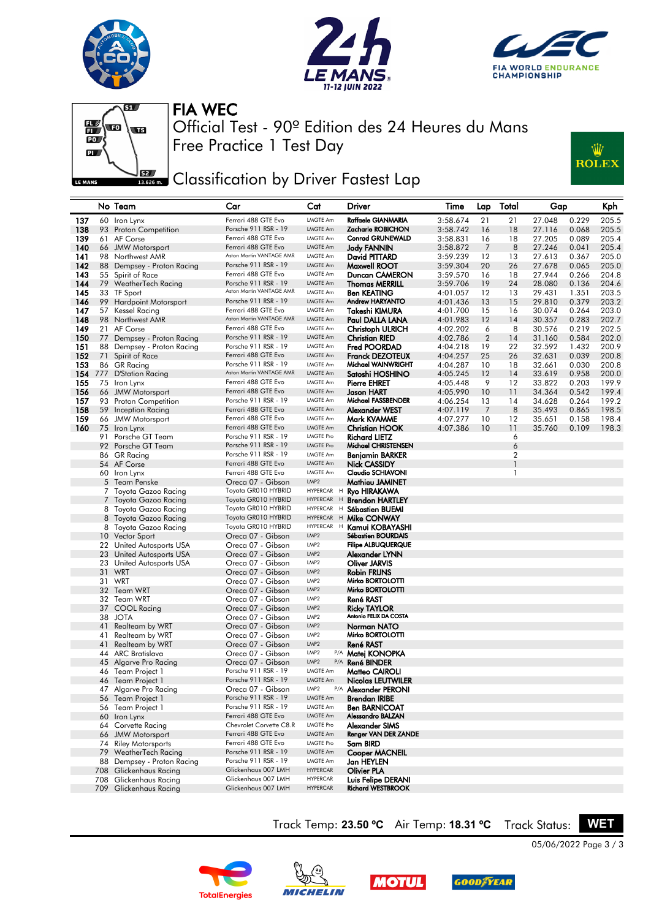# FIA WEC

## Official Test - 90º Edition des 24 Heures du Mans
## Free Practice 1 Test Day

## Classification by Driver Fastest Lap

| | No | Team | Car | Cat | Driver | Time | Lap | Total | Gap | | Kph |
|---|---|---|---|---|---|---|---|---|---|---|---|
| 137 | 60 | Iron Lynx | Ferrari 488 GTE Evo | LMGTE Am | Raffaele GIANMARIA | 3:58.674 | 21 | 21 | 27.048 | 0.229 | 205.5 |
| 138 | 93 | Proton Competition | Porsche 911 RSR - 19 | LMGTE Am | Zacharie ROBICHON | 3:58.742 | 16 | 18 | 27.116 | 0.068 | 205.5 |
| 139 | 61 | AF Corse | Ferrari 488 GTE Evo | LMGTE Am | Conrad GRUNEWALD | 3:58.831 | 16 | 18 | 27.205 | 0.089 | 205.4 |
| 140 | 66 | JMW Motorsport | Ferrari 488 GTE Evo | LMGTE Am | Jody FANNIN | 3:58.872 | 7 | 8 | 27.246 | 0.041 | 205.4 |
| 141 | 98 | Northwest AMR | Aston Martin VANTAGE AMR | LMGTE Am | David PITTARD | 3:59.239 | 12 | 13 | 27.613 | 0.367 | 205.0 |
| 142 | 88 | Dempsey - Proton Racing | Porsche 911 RSR - 19 | LMGTE Am | Maxwell ROOT | 3:59.304 | 20 | 26 | 27.678 | 0.065 | 205.0 |
| 143 | 55 | Spirit of Race | Ferrari 488 GTE Evo | LMGTE Am | Duncan CAMERON | 3:59.570 | 16 | 18 | 27.944 | 0.266 | 204.8 |
| 144 | 79 | WeatherTech Racing | Porsche 911 RSR - 19 | LMGTE Am | Thomas MERRILL | 3:59.706 | 19 | 24 | 28.080 | 0.136 | 204.6 |
| 145 | 33 | TF Sport | Aston Martin VANTAGE AMR | LMGTE Am | Ben KEATING | 4:01.057 | 12 | 13 | 29.431 | 1.351 | 203.5 |
| 146 | 99 | Hardpoint Motorsport | Porsche 911 RSR - 19 | LMGTE Am | Andrew HARYANTO | 4:01.436 | 13 | 15 | 29.810 | 0.379 | 203.2 |
| 147 | 57 | Kessel Racing | Ferrari 488 GTE Evo | LMGTE Am | Takeshi KIMURA | 4:01.700 | 15 | 16 | 30.074 | 0.264 | 203.0 |
| 148 | 98 | Northwest AMR | Aston Martin VANTAGE AMR | LMGTE Am | Paul DALLA LANA | 4:01.983 | 12 | 14 | 30.357 | 0.283 | 202.7 |
| 149 | 21 | AF Corse | Ferrari 488 GTE Evo | LMGTE Am | Christoph ULRICH | 4:02.202 | 6 | 8 | 30.576 | 0.219 | 202.5 |
| 150 | 77 | Dempsey - Proton Racing | Porsche 911 RSR - 19 | LMGTE Am | Christian RIED | 4:02.786 | 2 | 14 | 31.160 | 0.584 | 202.0 |
| 151 | 88 | Dempsey - Proton Racing | Porsche 911 RSR - 19 | LMGTE Am | Fred POORDAD | 4:04.218 | 19 | 22 | 32.592 | 1.432 | 200.9 |
| 152 | 71 | Spirit of Race | Ferrari 488 GTE Evo | LMGTE Am | Franck DEZOTEUX | 4:04.257 | 25 | 26 | 32.631 | 0.039 | 200.8 |
| 153 | 86 | GR Racing | Porsche 911 RSR - 19 | LMGTE Am | Michael WAINWRIGHT | 4:04.287 | 10 | 18 | 32.661 | 0.030 | 200.8 |
| 154 | 777 | D'Station Racing | Aston Martin VANTAGE AMR | LMGTE Am | Satoshi HOSHINO | 4:05.245 | 12 | 14 | 33.619 | 0.958 | 200.0 |
| 155 | 75 | Iron Lynx | Ferrari 488 GTE Evo | LMGTE Am | Pierre EHRET | 4:05.448 | 9 | 12 | 33.822 | 0.203 | 199.9 |
| 156 | 66 | JMW Motorsport | Ferrari 488 GTE Evo | LMGTE Am | Jason HART | 4:05.990 | 10 | 11 | 34.364 | 0.542 | 199.4 |
| 157 | 93 | Proton Competition | Porsche 911 RSR - 19 | LMGTE Am | Michael FASSBENDER | 4:06.254 | 13 | 14 | 34.628 | 0.264 | 199.2 |
| 158 | 59 | Inception Racing | Ferrari 488 GTE Evo | LMGTE Am | Alexander WEST | 4:07.119 | 7 | 8 | 35.493 | 0.865 | 198.5 |
| 159 | 66 | JMW Motorsport | Ferrari 488 GTE Evo | LMGTE Am | Mark KVAMME | 4:07.277 | 10 | 12 | 35.651 | 0.158 | 198.4 |
| 160 | 75 | Iron Lynx | Ferrari 488 GTE Evo | LMGTE Am | Christian HOOK | 4:07.386 | 10 | 11 | 35.760 | 0.109 | 198.3 |
| | 91 | Porsche GT Team | Porsche 911 RSR - 19 | LMGTE Pro | Richard LIETZ | | | 6 | | | |
| | 92 | Porsche GT Team | Porsche 911 RSR - 19 | LMGTE Pro | Michael CHRISTENSEN | | | 6 | | | |
| | 86 | GR Racing | Porsche 911 RSR - 19 | LMGTE Am | Benjamin BARKER | | | 2 | | | |
| | 54 | AF Corse | Ferrari 488 GTE Evo | LMGTE Am | Nick CASSIDY | | | 1 | | | |
| | 60 | Iron Lynx | Ferrari 488 GTE Evo | LMGTE Am | Claudio SCHIAVONI | | | 1 | | | |
| | 5 | Team Penske | Oreca 07 - Gibson | LMP2 | Mathieu JAMINET | | | | | | |
| | 7 | Toyota Gazoo Racing | Toyota GR010 HYBRID | HYPERCAR H | Ryo HIRAKAWA | | | | | | |
| | 7 | Toyota Gazoo Racing | Toyota GR010 HYBRID | HYPERCAR H | Brendon HARTLEY | | | | | | |
| | 8 | Toyota Gazoo Racing | Toyota GR010 HYBRID | HYPERCAR H | Sébastien BUEMI | | | | | | |
| | 8 | Toyota Gazoo Racing | Toyota GR010 HYBRID | HYPERCAR H | Mike CONWAY | | | | | | |
| | 8 | Toyota Gazoo Racing | Toyota GR010 HYBRID | HYPERCAR H | Kamui KOBAYASHI | | | | | | |
| | 10 | Vector Sport | Oreca 07 - Gibson | LMP2 | Sébastien BOURDAIS | | | | | | |
| | 22 | United Autosports USA | Oreca 07 - Gibson | LMP2 | Filipe ALBUQUERQUE | | | | | | |
| | 23 | United Autosports USA | Oreca 07 - Gibson | LMP2 | Alexander LYNN | | | | | | |
| | 23 | United Autosports USA | Oreca 07 - Gibson | LMP2 | Oliver JARVIS | | | | | | |
| | 31 | WRT | Oreca 07 - Gibson | LMP2 | Robin FRIJNS | | | | | | |
| | 31 | WRT | Oreca 07 - Gibson | LMP2 | Mirko BORTOLOTTI | | | | | | |
| | 32 | Team WRT | Oreca 07 - Gibson | LMP2 | Mirko BORTOLOTTI | | | | | | |
| | 32 | Team WRT | Oreca 07 - Gibson | LMP2 | René RAST | | | | | | |
| | 37 | COOL Racing | Oreca 07 - Gibson | LMP2 | Ricky TAYLOR | | | | | | |
| | 38 | JOTA | Oreca 07 - Gibson | LMP2 | Antonio FELIX DA COSTA | | | | | | |
| | 41 | Realteam by WRT | Oreca 07 - Gibson | LMP2 | Norman NATO | | | | | | |
| | 41 | Realteam by WRT | Oreca 07 - Gibson | LMP2 | Mirko BORTOLOTTI | | | | | | |
| | 41 | Realteam by WRT | Oreca 07 - Gibson | LMP2 | René RAST | | | | | | |
| | 44 | ARC Bratislava | Oreca 07 - Gibson | LMP2 P/A | Matej KONOPKA | | | | | | |
| | 45 | Algarve Pro Racing | Oreca 07 - Gibson | LMP2 P/A | René BINDER | | | | | | |
| | 46 | Team Project 1 | Porsche 911 RSR - 19 | LMGTE Am | Matteo CAIROLI | | | | | | |
| | 46 | Team Project 1 | Porsche 911 RSR - 19 | LMGTE Am | Nicolas LEUTWILER | | | | | | |
| | 47 | Algarve Pro Racing | Oreca 07 - Gibson | LMP2 P/A | Alexander PERONI | | | | | | |
| | 56 | Team Project 1 | Porsche 911 RSR - 19 | LMGTE Am | Brendan IRIBE | | | | | | |
| | 56 | Team Project 1 | Porsche 911 RSR - 19 | LMGTE Am | Ben BARNICOAT | | | | | | |
| | 60 | Iron Lynx | Ferrari 488 GTE Evo | LMGTE Am | Alessandro BALZAN | | | | | | |
| | 64 | Corvette Racing | Chevrolet Corvette C8.R | LMGTE Pro | Alexander SIMS | | | | | | |
| | 66 | JMW Motorsport | Ferrari 488 GTE Evo | LMGTE Am | Renger VAN DER ZANDE | | | | | | |
| | 74 | Riley Motorsports | Ferrari 488 GTE Evo | LMGTE Pro | Sam BIRD | | | | | | |
| | 79 | WeatherTech Racing | Porsche 911 RSR - 19 | LMGTE Am | Cooper MACNEIL | | | | | | |
| | 88 | Dempsey - Proton Racing | Porsche 911 RSR - 19 | LMGTE Am | Jan HEYLEN | | | | | | |
| | 708 | Glickenhaus Racing | Glickenhaus 007 LMH | HYPERCAR | Olivier PLA | | | | | | |
| | 708 | Glickenhaus Racing | Glickenhaus 007 LMH | HYPERCAR | Luis Felipe DERANI | | | | | | |
| | 709 | Glickenhaus Racing | Glickenhaus 007 LMH | HYPERCAR | Richard WESTBROOK | | | | | | |

Track Temp: **23.50 ºC** Air Temp: **18.31 ºC** Track Status: **WET**

05/06/2022